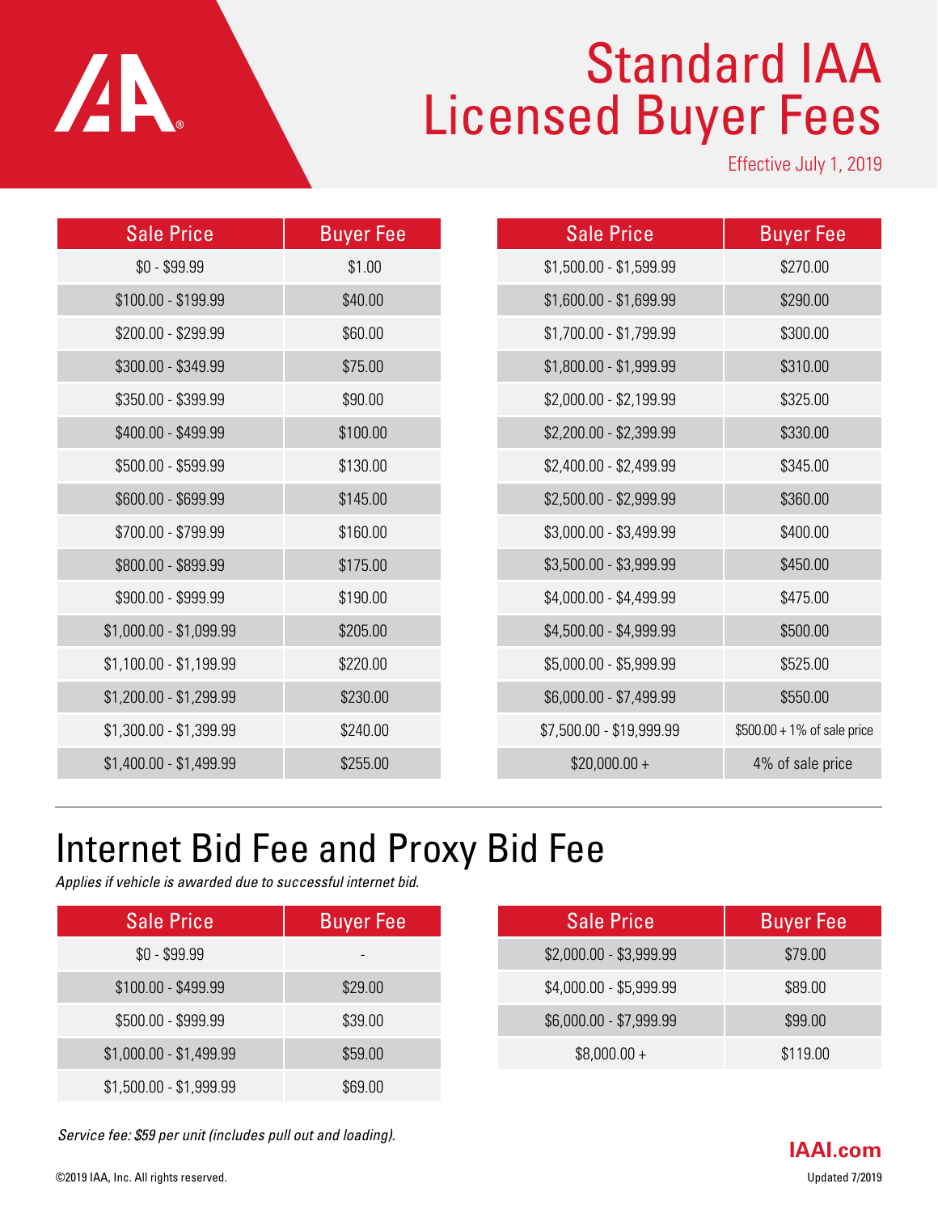# Standard IAA Licensed Buyer Fees

Effective July 1, 2019

| Sale Price | Buyer Fee |
| --- | --- |
| $0 - $99.99 | $1.00 |
| $100.00 - $199.99 | $40.00 |
| $200.00 - $299.99 | $60.00 |
| $300.00 - $349.99 | $75.00 |
| $350.00 - $399.99 | $90.00 |
| $400.00 - $499.99 | $100.00 |
| $500.00 - $599.99 | $130.00 |
| $600.00 - $699.99 | $145.00 |
| $700.00 - $799.99 | $160.00 |
| $800.00 - $899.99 | $175.00 |
| $900.00 - $999.99 | $190.00 |
| $1,000.00 - $1,099.99 | $205.00 |
| $1,100.00 - $1,199.99 | $220.00 |
| $1,200.00 - $1,299.99 | $230.00 |
| $1,300.00 - $1,399.99 | $240.00 |
| $1,400.00 - $1,499.99 | $255.00 |
| $1,500.00 - $1,599.99 | $270.00 |
| $1,600.00 - $1,699.99 | $290.00 |
| $1,700.00 - $1,799.99 | $300.00 |
| $1,800.00 - $1,999.99 | $310.00 |
| $2,000.00 - $2,199.99 | $325.00 |
| $2,200.00 - $2,399.99 | $330.00 |
| $2,400.00 - $2,499.99 | $345.00 |
| $2,500.00 - $2,999.99 | $360.00 |
| $3,000.00 - $3,499.99 | $400.00 |
| $3,500.00 - $3,999.99 | $450.00 |
| $4,000.00 - $4,499.99 | $475.00 |
| $4,500.00 - $4,999.99 | $500.00 |
| $5,000.00 - $5,999.99 | $525.00 |
| $6,000.00 - $7,499.99 | $550.00 |
| $7,500.00 - $19,999.99 | $500.00 + 1% of sale price |
| $20,000.00 + | 4% of sale price |

## Internet Bid Fee and Proxy Bid Fee

*Applies if vehicle is awarded due to successful internet bid.*

| Sale Price | Buyer Fee |
| --- | --- |
| $0 - $99.99 | - |
| $100.00 - $499.99 | $29.00 |
| $500.00 - $999.99 | $39.00 |
| $1,000.00 - $1,499.99 | $59.00 |
| $1,500.00 - $1,999.99 | $69.00 |
| $2,000.00 - $3,999.99 | $79.00 |
| $4,000.00 - $5,999.99 | $89.00 |
| $6,000.00 - $7,999.99 | $99.00 |
| $8,000.00 + | $119.00 |

*Service fee: $59 per unit (includes pull out and loading).*

**IAAI.com**

©2019 IAA, Inc. All rights reserved.

Updated 7/2019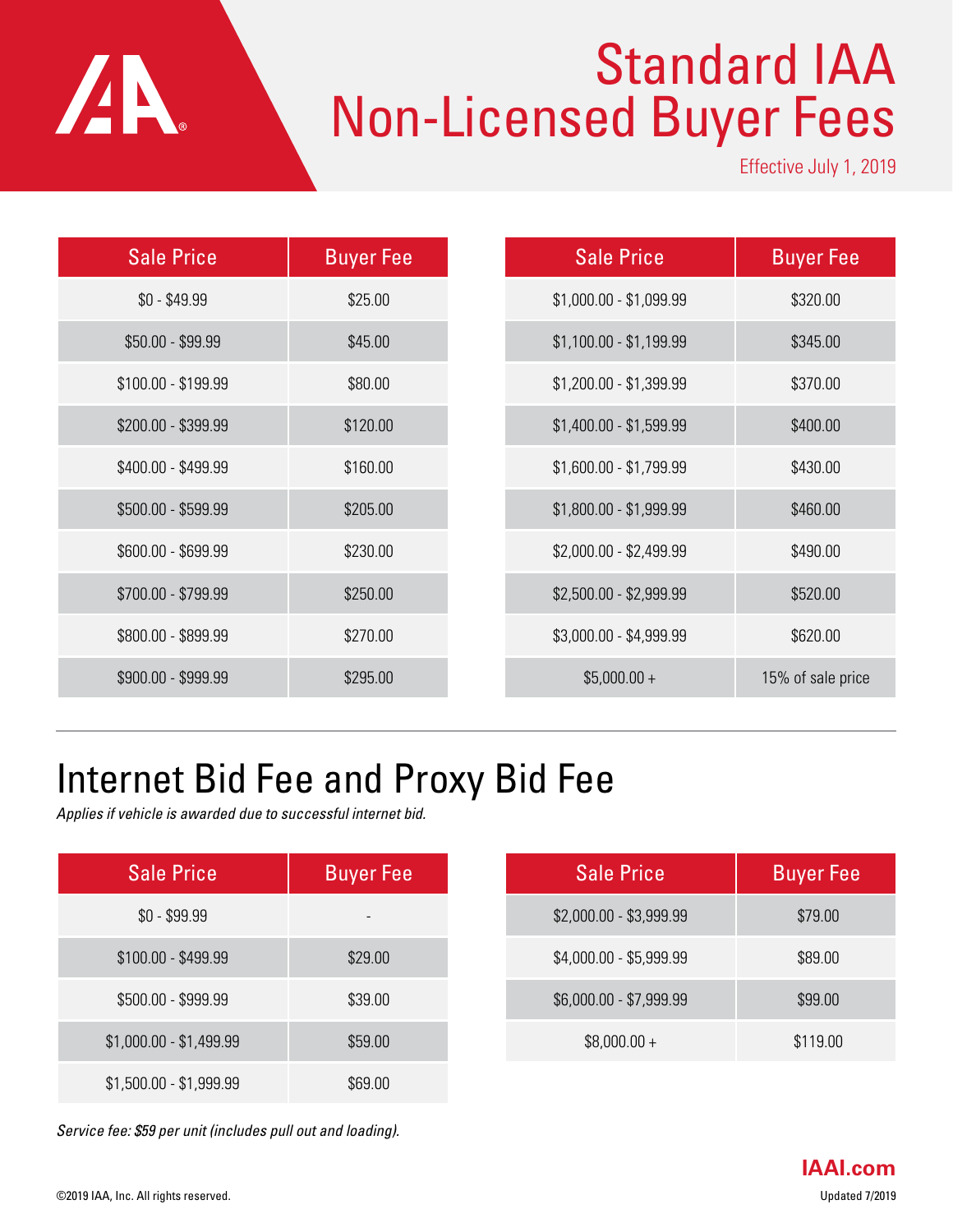# Standard IAA Non-Licensed Buyer Fees

Effective July 1, 2019

| Sale Price | Buyer Fee |
|---|---|
| $0 - $49.99 | $25.00 |
| $50.00 - $99.99 | $45.00 |
| $100.00 - $199.99 | $80.00 |
| $200.00 - $399.99 | $120.00 |
| $400.00 - $499.99 | $160.00 |
| $500.00 - $599.99 | $205.00 |
| $600.00 - $699.99 | $230.00 |
| $700.00 - $799.99 | $250.00 |
| $800.00 - $899.99 | $270.00 |
| $900.00 - $999.99 | $295.00 |
| $1,000.00 - $1,099.99 | $320.00 |
| $1,100.00 - $1,199.99 | $345.00 |
| $1,200.00 - $1,399.99 | $370.00 |
| $1,400.00 - $1,599.99 | $400.00 |
| $1,600.00 - $1,799.99 | $430.00 |
| $1,800.00 - $1,999.99 | $460.00 |
| $2,000.00 - $2,499.99 | $490.00 |
| $2,500.00 - $2,999.99 | $520.00 |
| $3,000.00 - $4,999.99 | $620.00 |
| $5,000.00 + | 15% of sale price |

## Internet Bid Fee and Proxy Bid Fee

*Applies if vehicle is awarded due to successful internet bid.*

| Sale Price | Buyer Fee |
|---|---|
| $0 - $99.99 | - |
| $100.00 - $499.99 | $29.00 |
| $500.00 - $999.99 | $39.00 |
| $1,000.00 - $1,499.99 | $59.00 |
| $1,500.00 - $1,999.99 | $69.00 |
| $2,000.00 - $3,999.99 | $79.00 |
| $4,000.00 - $5,999.99 | $89.00 |
| $6,000.00 - $7,999.99 | $99.00 |
| $8,000.00 + | $119.00 |

*Service fee: $59 per unit (includes pull out and loading).*

**IAAI.com**

©2019 IAA, Inc. All rights reserved.

Updated 7/2019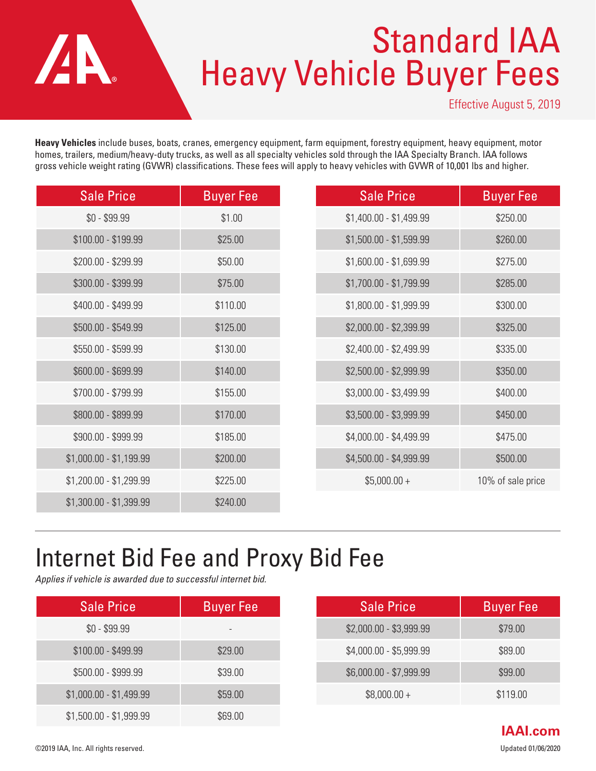# Standard IAA Heavy Vehicle Buyer Fees

Effective August 5, 2019

**Heavy Vehicles** include buses, boats, cranes, emergency equipment, farm equipment, forestry equipment, heavy equipment, motor homes, trailers, medium/heavy-duty trucks, as well as all specialty vehicles sold through the IAA Specialty Branch. IAA follows gross vehicle weight rating (GVWR) classifications. These fees will apply to heavy vehicles with GVWR of 10,001 lbs and higher.

| Sale Price | Buyer Fee |
|---|---|
| $0 - $99.99 | $1.00 |
| $100.00 - $199.99 | $25.00 |
| $200.00 - $299.99 | $50.00 |
| $300.00 - $399.99 | $75.00 |
| $400.00 - $499.99 | $110.00 |
| $500.00 - $549.99 | $125.00 |
| $550.00 - $599.99 | $130.00 |
| $600.00 - $699.99 | $140.00 |
| $700.00 - $799.99 | $155.00 |
| $800.00 - $899.99 | $170.00 |
| $900.00 - $999.99 | $185.00 |
| $1,000.00 - $1,199.99 | $200.00 |
| $1,200.00 - $1,299.99 | $225.00 |
| $1,300.00 - $1,399.99 | $240.00 |
| $1,400.00 - $1,499.99 | $250.00 |
| $1,500.00 - $1,599.99 | $260.00 |
| $1,600.00 - $1,699.99 | $275.00 |
| $1,700.00 - $1,799.99 | $285.00 |
| $1,800.00 - $1,999.99 | $300.00 |
| $2,000.00 - $2,399.99 | $325.00 |
| $2,400.00 - $2,499.99 | $335.00 |
| $2,500.00 - $2,999.99 | $350.00 |
| $3,000.00 - $3,499.99 | $400.00 |
| $3,500.00 - $3,999.99 | $450.00 |
| $4,000.00 - $4,499.99 | $475.00 |
| $4,500.00 - $4,999.99 | $500.00 |
| $5,000.00 + | 10% of sale price |

## Internet Bid Fee and Proxy Bid Fee

*Applies if vehicle is awarded due to successful internet bid.*

| Sale Price | Buyer Fee |
|---|---|
| $0 - $99.99 | - |
| $100.00 - $499.99 | $29.00 |
| $500.00 - $999.99 | $39.00 |
| $1,000.00 - $1,499.99 | $59.00 |
| $1,500.00 - $1,999.99 | $69.00 |
| $2,000.00 - $3,999.99 | $79.00 |
| $4,000.00 - $5,999.99 | $89.00 |
| $6,000.00 - $7,999.99 | $99.00 |
| $8,000.00 + | $119.00 |

**IAAI.com**

©2019 IAA, Inc. All rights reserved.

Updated 01/06/2020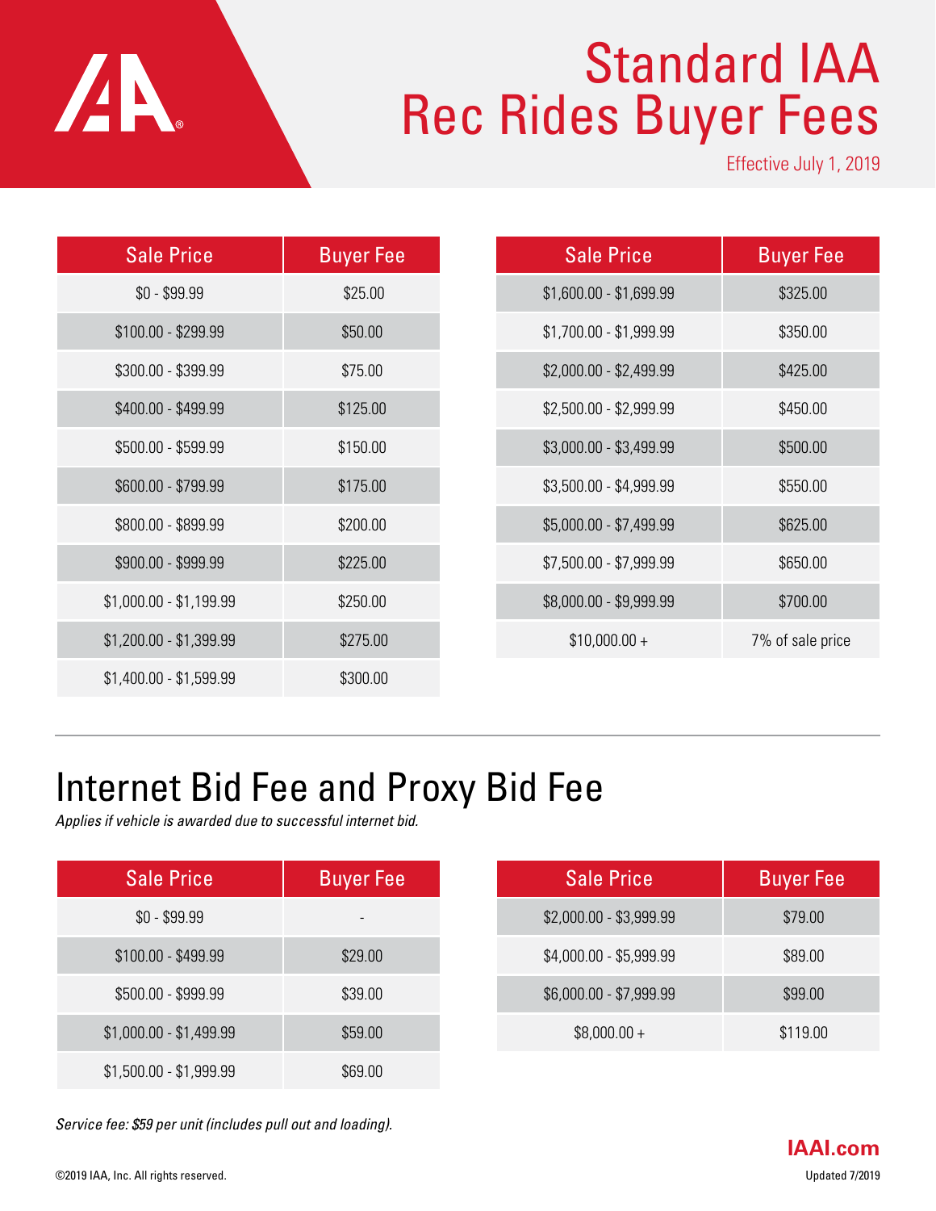# Standard IAA Rec Rides Buyer Fees

Effective July 1, 2019

| Sale Price | Buyer Fee |
|---|---|
| $0 - $99.99 | $25.00 |
| $100.00 - $299.99 | $50.00 |
| $300.00 - $399.99 | $75.00 |
| $400.00 - $499.99 | $125.00 |
| $500.00 - $599.99 | $150.00 |
| $600.00 - $799.99 | $175.00 |
| $800.00 - $899.99 | $200.00 |
| $900.00 - $999.99 | $225.00 |
| $1,000.00 - $1,199.99 | $250.00 |
| $1,200.00 - $1,399.99 | $275.00 |
| $1,400.00 - $1,599.99 | $300.00 |
| $1,600.00 - $1,699.99 | $325.00 |
| $1,700.00 - $1,999.99 | $350.00 |
| $2,000.00 - $2,499.99 | $425.00 |
| $2,500.00 - $2,999.99 | $450.00 |
| $3,000.00 - $3,499.99 | $500.00 |
| $3,500.00 - $4,999.99 | $550.00 |
| $5,000.00 - $7,499.99 | $625.00 |
| $7,500.00 - $7,999.99 | $650.00 |
| $8,000.00 - $9,999.99 | $700.00 |
| $10,000.00 + | 7% of sale price |

## Internet Bid Fee and Proxy Bid Fee

*Applies if vehicle is awarded due to successful internet bid.*

| Sale Price | Buyer Fee |
|---|---|
| $0 - $99.99 | - |
| $100.00 - $499.99 | $29.00 |
| $500.00 - $999.99 | $39.00 |
| $1,000.00 - $1,499.99 | $59.00 |
| $1,500.00 - $1,999.99 | $69.00 |
| $2,000.00 - $3,999.99 | $79.00 |
| $4,000.00 - $5,999.99 | $89.00 |
| $6,000.00 - $7,999.99 | $99.00 |
| $8,000.00 + | $119.00 |

*Service fee: $59 per unit (includes pull out and loading).*

**IAAI.com**

©2019 IAA, Inc. All rights reserved.

Updated 7/2019